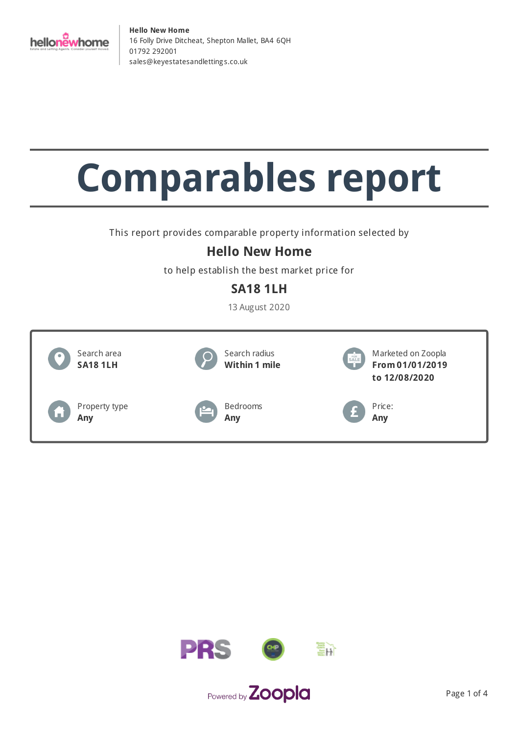**Hello New Home**
16 Folly Drive Ditcheat, Shepton Mallet, BA4 6QH
01792 292001
sales@keyestatesandlettings.co.uk

# Comparables report

This report provides comparable property information selected by

## Hello New Home

to help establish the best market price for

## SA18 1LH

13 August 2020

| | | |
|---|---|---|
| Search area<br>**SA18 1LH** | Search radius<br>**Within 1 mile** | Marketed on Zoopla<br>**From 01/01/2019 to 12/08/2020** |
| Property type<br>**Any** | Bedrooms<br>**Any** | Price:<br>**Any** |

Powered by Zoopla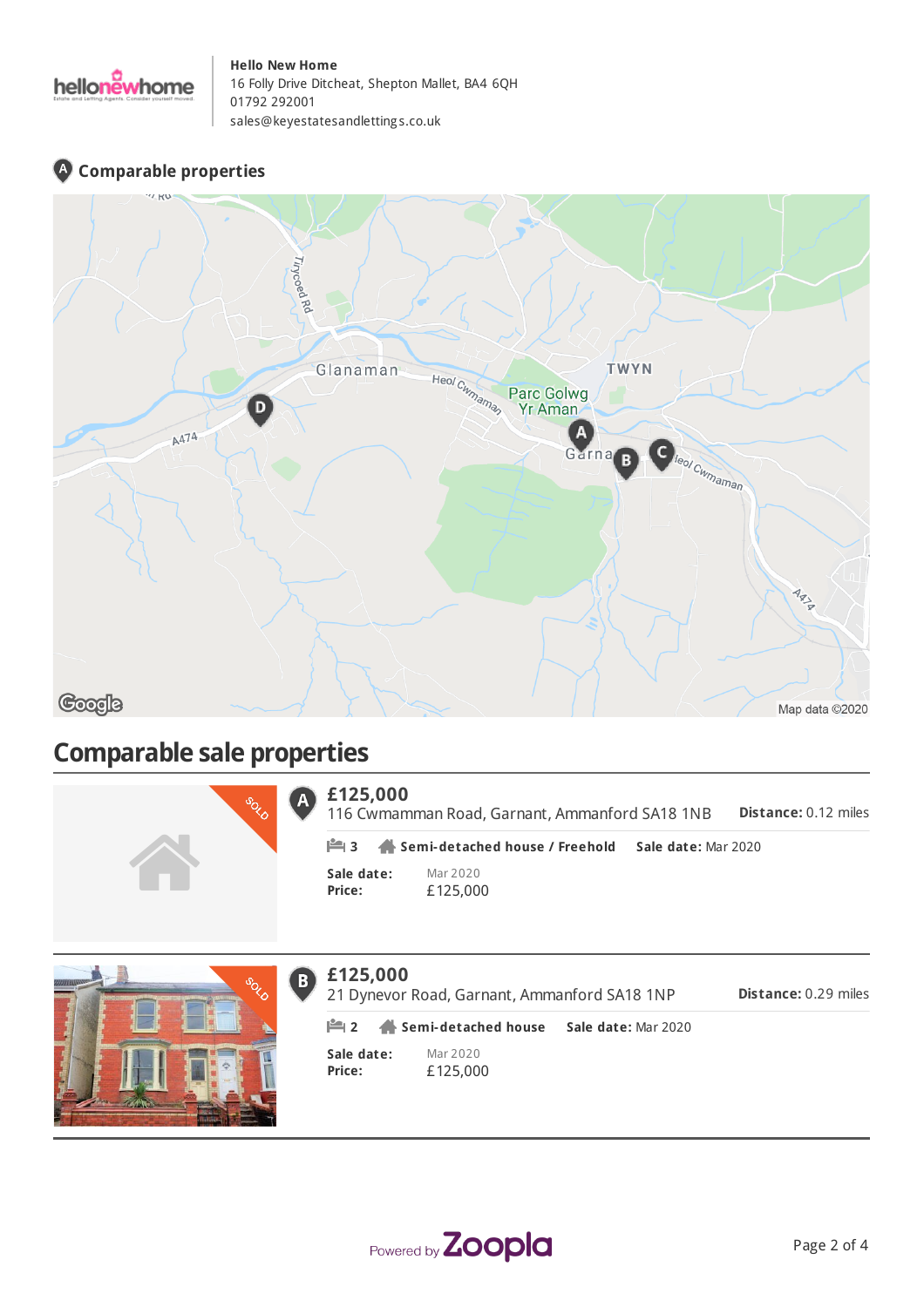**Hello New Home**
16 Folly Drive Ditcheat, Shepton Mallet, BA4 6QH
01792 292001
sales@keyestatesandlettings.co.uk

## Comparable properties

## Comparable sale properties

### A — £125,000

116 Cwmamman Road, Garnant, Ammanford SA18 1NB

**Distance:** 0.12 miles

3 | **Semi-detached house / Freehold** | **Sale date:** Mar 2020

| | |
|---|---|
| **Sale date:** | Mar 2020 |
| **Price:** | £125,000 |

### B — £125,000

21 Dynevor Road, Garnant, Ammanford SA18 1NP

**Distance:** 0.29 miles

2 | **Semi-detached house** | **Sale date:** Mar 2020

| | |
|---|---|
| **Sale date:** | Mar 2020 |
| **Price:** | £125,000 |

Powered by Zoopla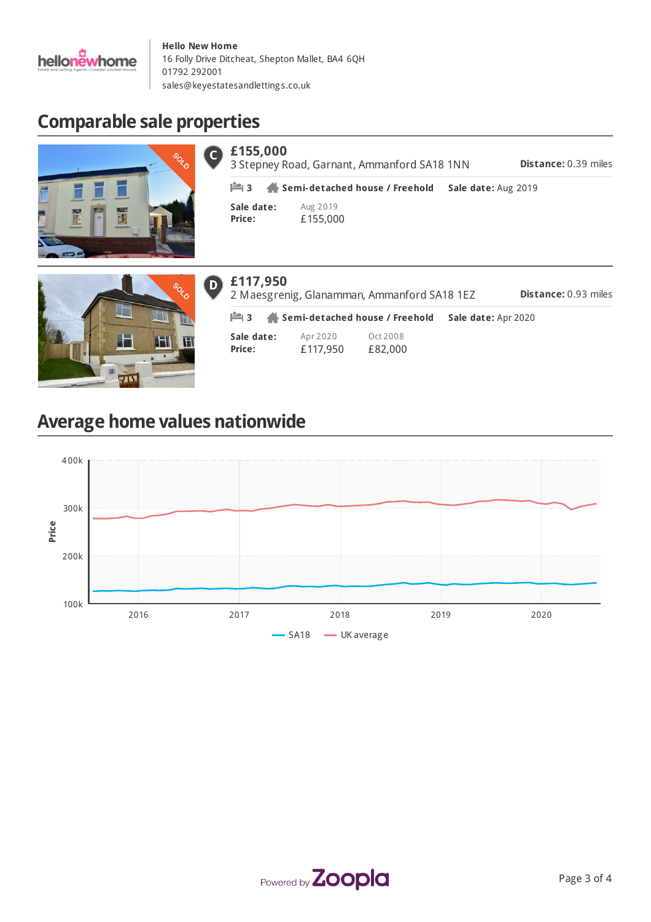**Hello New Home**
16 Folly Drive Ditcheat, Shepton Mallet, BA4 6QH
01792 292001
sales@keyestatesandlettings.co.uk

## Comparable sale properties

### C — £155,000

3 Stepney Road, Garnant, Ammanford SA18 1NN

**Distance:** 0.39 miles

3 | **Semi-detached house / Freehold** | **Sale date:** Aug 2019

| | |
|---|---|
| **Sale date:** | Aug 2019 |
| **Price:** | £155,000 |

### D — £117,950

2 Maesgrenig, Glanamman, Ammanford SA18 1EZ

**Distance:** 0.93 miles

3 | **Semi-detached house / Freehold** | **Sale date:** Apr 2020

| | | |
|---|---|---|
| **Sale date:** | Apr 2020 | Oct 2008 |
| **Price:** | £117,950 | £82,000 |

## Average home values nationwide

Price: 100k, 200k, 300k, 400k
Years: 2016, 2017, 2018, 2019, 2020
SA18 — UK average

Powered by Zoopla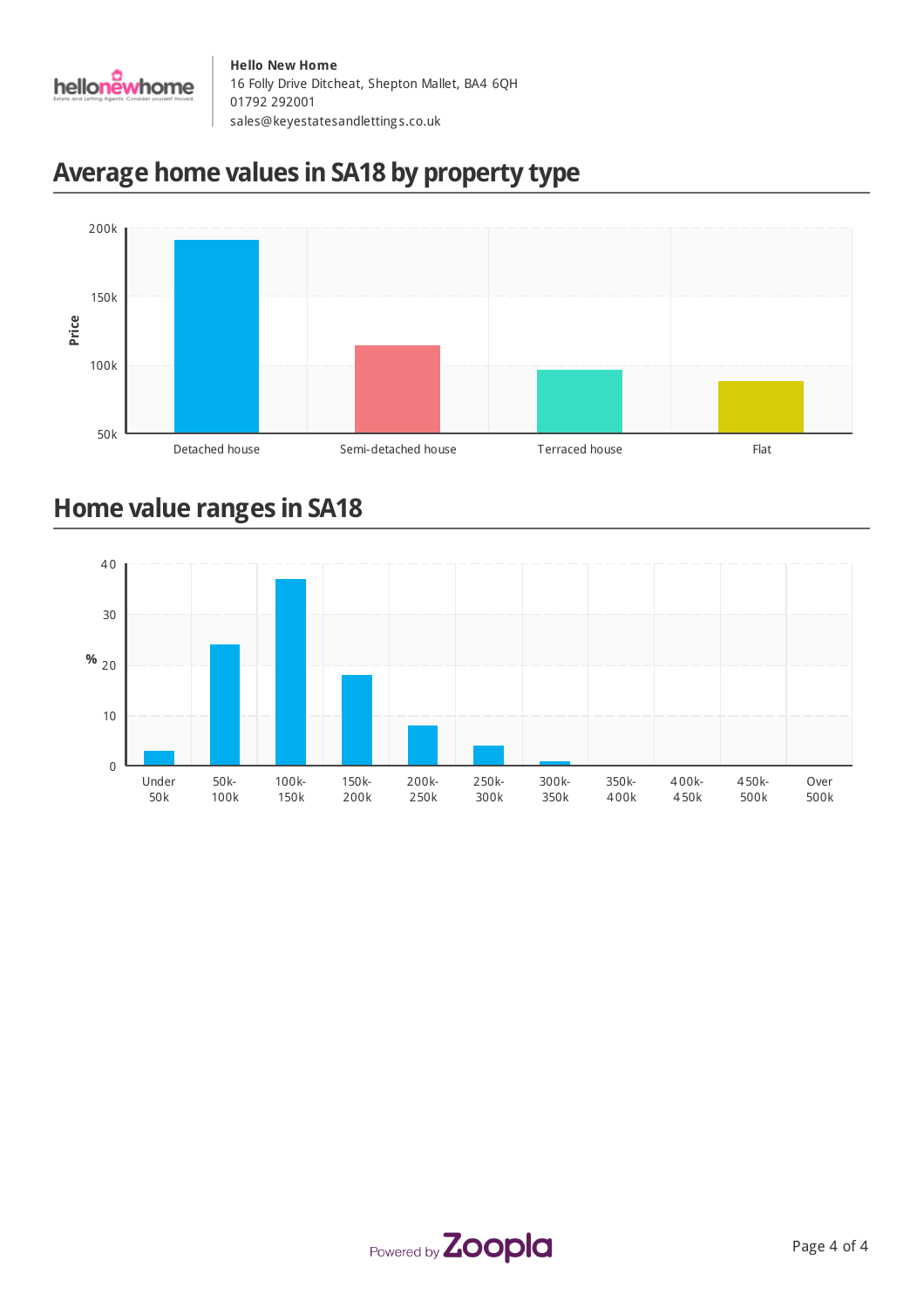**Hello New Home**
16 Folly Drive Ditcheat, Shepton Mallet, BA4 6QH
01792 292001
sales@keyestatesandlettings.co.uk

## Average home values in SA18 by property type

Price
200k
150k
100k
50k

Detached house
Semi-detached house
Terraced house
Flat

## Home value ranges in SA18

%
40
30
20
10
0

Under 50k
50k-100k
100k-150k
150k-200k
200k-250k
250k-300k
300k-350k
350k-400k
400k-450k
450k-500k
Over 500k

Powered by Zoopla